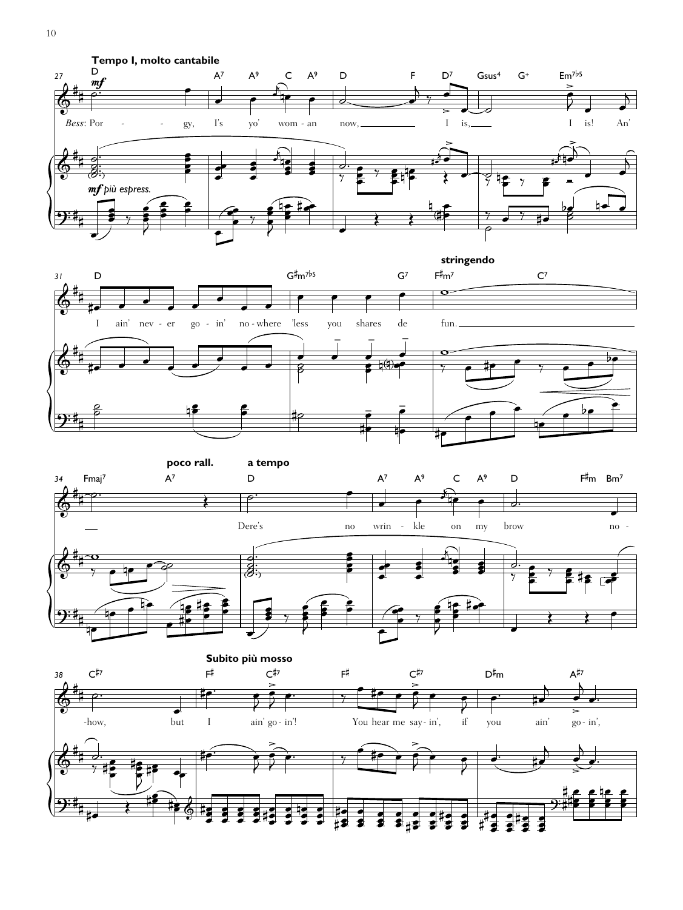**Tempo I, molto cantabile**

27 D A7 A9 C A9 D F D7 Gsus4 G+ Em7b5

*mf*

*Bess*: Por - - gy, I's yo' wom - an now, I is, I is! An'

*mf più espress.*

31 D G#m7b5 G7 F#m7 C7

**stringendo**

I ain' nev - er go - in' no - where 'less you shares de fun.

34 Fmaj7 A7 D A7 A9 C A9 D F#m Bm7

**poco rall.** **a tempo**

Dere's no wrin - kle on my brow no -

38 C#7 F# C#7 F# C#7 D#m A#7

**Subito più mosso**

-how, but I ain' go - in'! You hear me say - in', if you ain' go - in',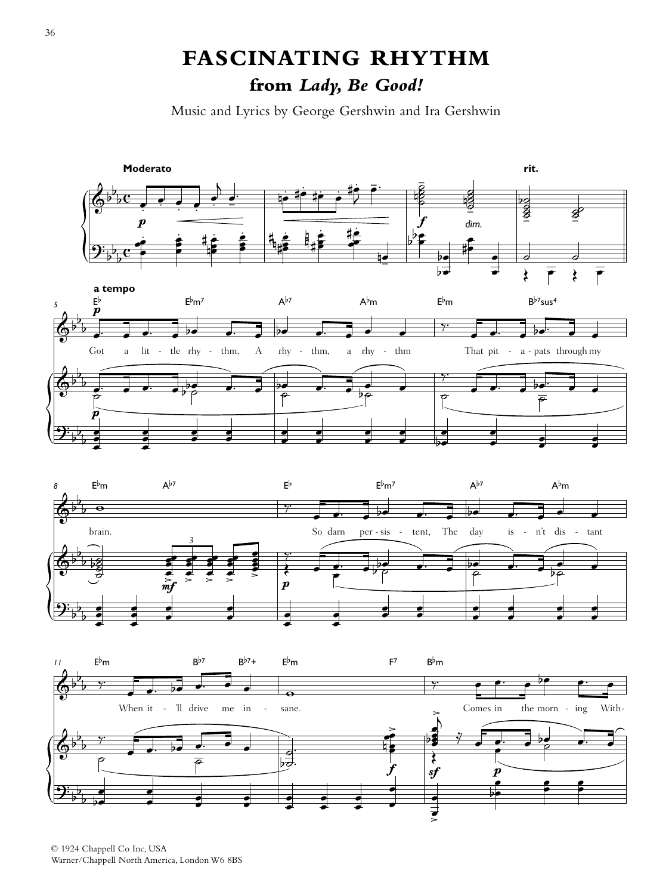# FASCINATING RHYTHM

## from *Lady, Be Good!*

Music and Lyrics by George Gershwin and Ira Gershwin

Moderato

a tempo

Got a lit - tle rhy - thm, A rhy - thm, a rhy - thm That pit - a - pats through my brain. So darn per - sis - tent, The day is - n't dis - tant When it - 'll drive me in - sane. Comes in the morn - ing With-

© 1924 Chappell Co Inc, USA
Warner/Chappell North America, London W6 8BS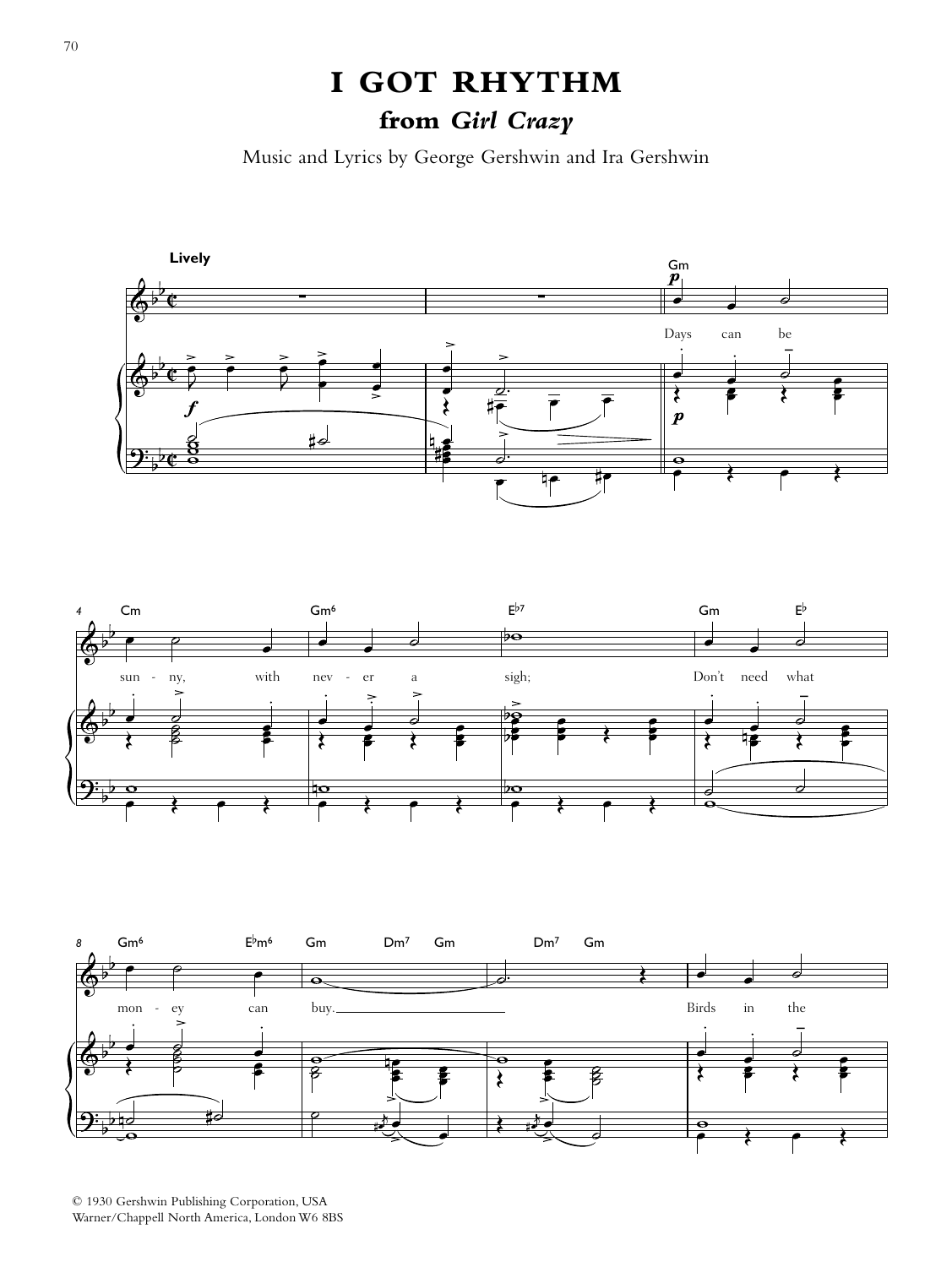# I GOT RHYTHM

## from *Girl Crazy*

Music and Lyrics by George Gershwin and Ira Gershwin

© 1930 Gershwin Publishing Corporation, USA
Warner/Chappell North America, London W6 8BS